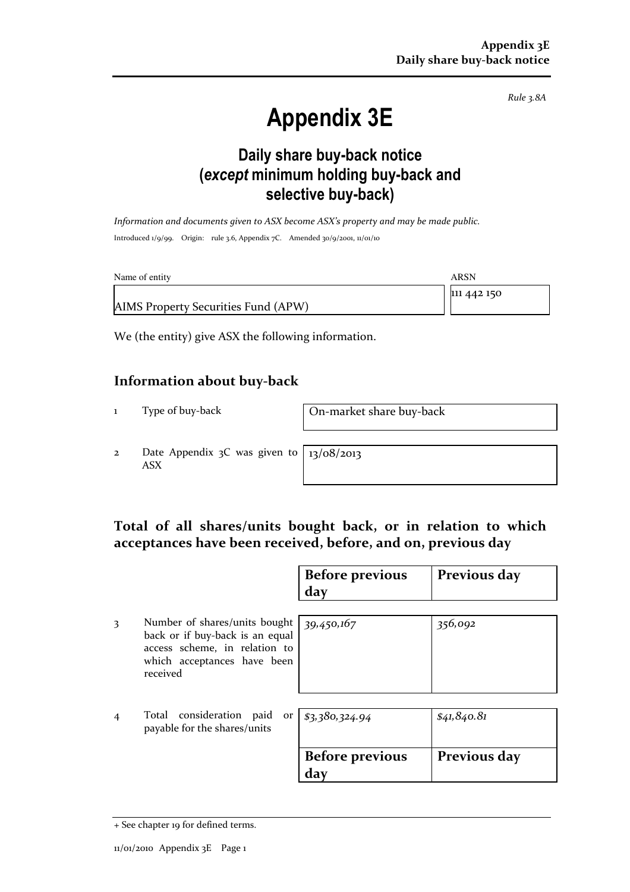*Rule 3.8A*

# Appendix 3E

## Daily share buy-back notice (*except* minimum holding buy-back and selective buy-back)

*Information and documents given to ASX become ASX's property and may be made public.*

Introduced 1/9/99. Origin: rule 3.6, Appendix 7C. Amended 30/9/2001, 11/01/10

| Name of entity | ARSN |
|---|---|
| AIMS Property Securities Fund (APW) | 111 442 150 |

We (the entity) give ASX the following information.

## Information about buy-back

| | | |
|---|---|---|
| 1 | Type of buy-back | On-market share buy-back |
| 2 | Date Appendix 3C was given to ASX | 13/08/2013 |

## Total of all shares/units bought back, or in relation to which acceptances have been received, before, and on, previous day

| | | Before previous day | Previous day |
|---|---|---|---|
| 3 | Number of shares/units bought back or if buy-back is an equal access scheme, in relation to which acceptances have been received | *39,450,167* | *356,092* |
| 4 | Total consideration paid or payable for the shares/units | *$3,380,324.94* | *$41,840.81* |

+ See chapter 19 for defined terms.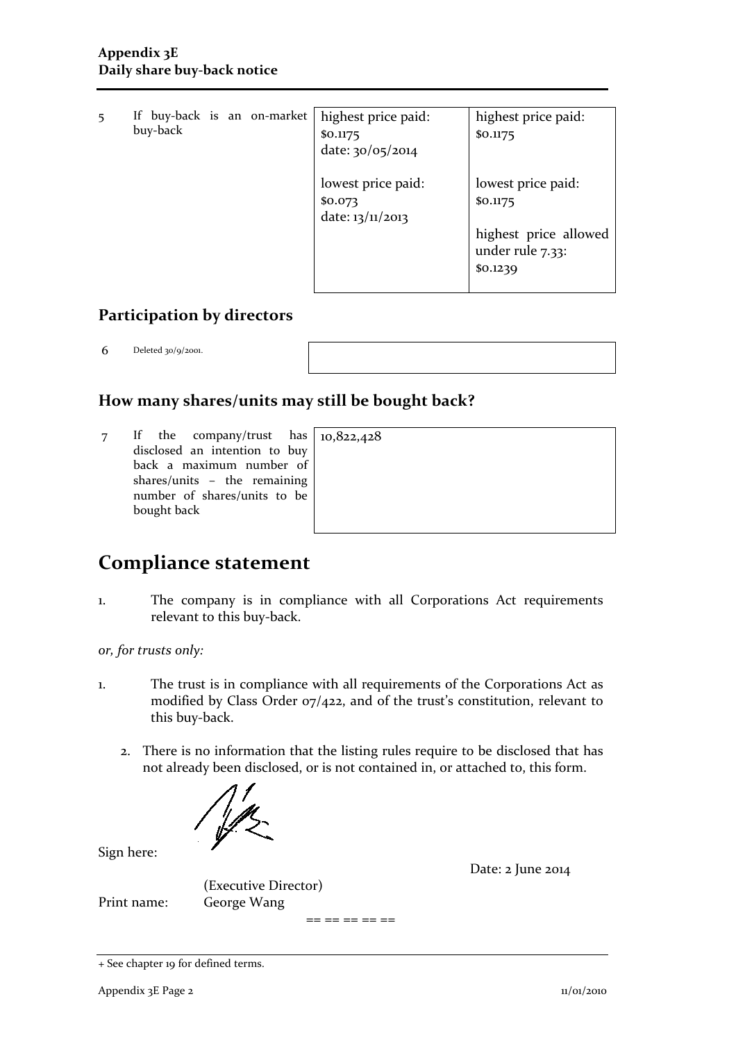| | | | |
|---|---|---|---|
| 5 | If buy-back is an on-market buy-back | highest price paid: \$0.1175<br>date: 30/05/2014<br><br>lowest price paid: \$0.073<br>date: 13/11/2013 | highest price paid: \$0.1175<br><br>lowest price paid: \$0.1175<br><br>highest price allowed under rule 7.33: \$0.1239 |

## Participation by directors

| | | |
|---|---|---|
| 6 | Deleted 30/9/2001. | |

## How many shares/units may still be bought back?

| | | |
|---|---|---|
| 7 | If the company/trust has disclosed an intention to buy back a maximum number of shares/units – the remaining number of shares/units to be bought back | 10,822,428 |

# Compliance statement

1. The company is in compliance with all Corporations Act requirements relevant to this buy-back.

*or, for trusts only:*

1. The trust is in compliance with all requirements of the Corporations Act as modified by Class Order 07/422, and of the trust's constitution, relevant to this buy-back.

2. There is no information that the listing rules require to be disclosed that has not already been disclosed, or is not contained in, or attached to, this form.

Sign here:

Date: 2 June 2014

(Executive Director)

Print name: George Wang

== == == == ==

+ See chapter 19 for defined terms.